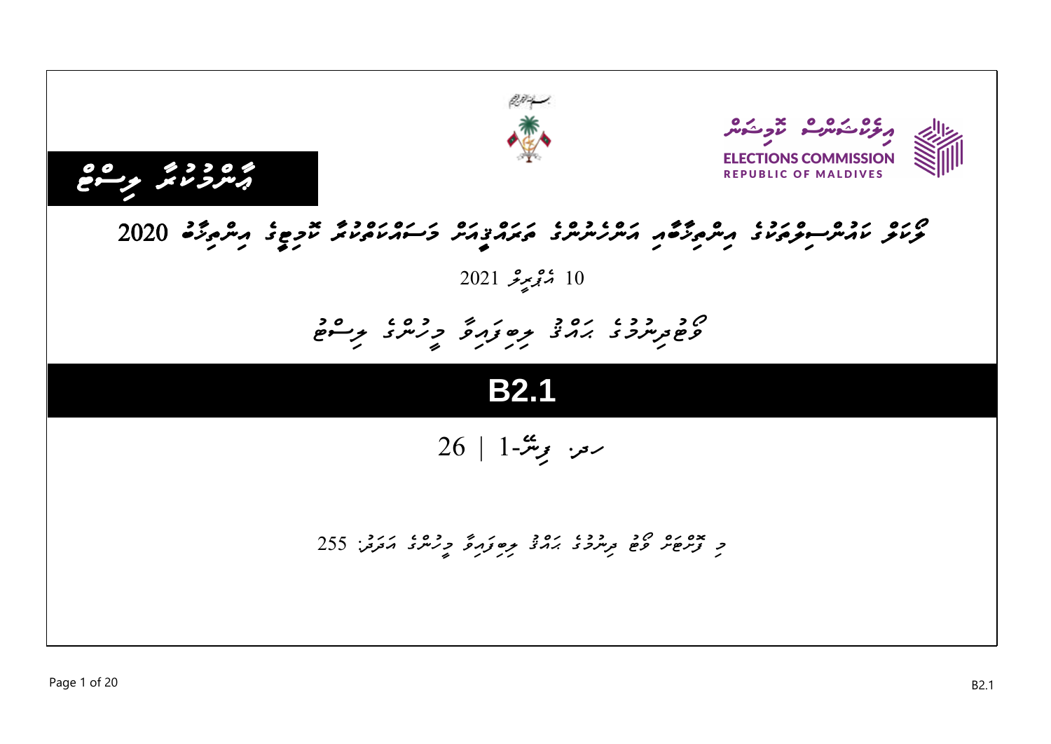ELECTIONS COMMISSION
REPUBLIC OF MALDIVES

އިންތިޚާބާއި ބެހޭ

ލޯކަލް ކައުންސިލްތަކުގެ އިންތިޚާބާއި އަންހެނުންގެ ތަރައްޤީއަށް މަސައްކަތްކުރާ ކޮމިޓީގެ އިންތިޚާބު 2020

10 އެޕްރީލް 2021

ވޯޓުދިނުމުގެ ޚައްޤު ލިބިފައިވާ މީހުންގެ ލިސްޓު

# B2.1

ސ. ފޭދޫ-1 | 26

މި ފޯމުގައި ވޯޓު ދިނުމުގެ ޚައްޤު ލިބިފައިވާ މީހުންގެ އަދަދު: 255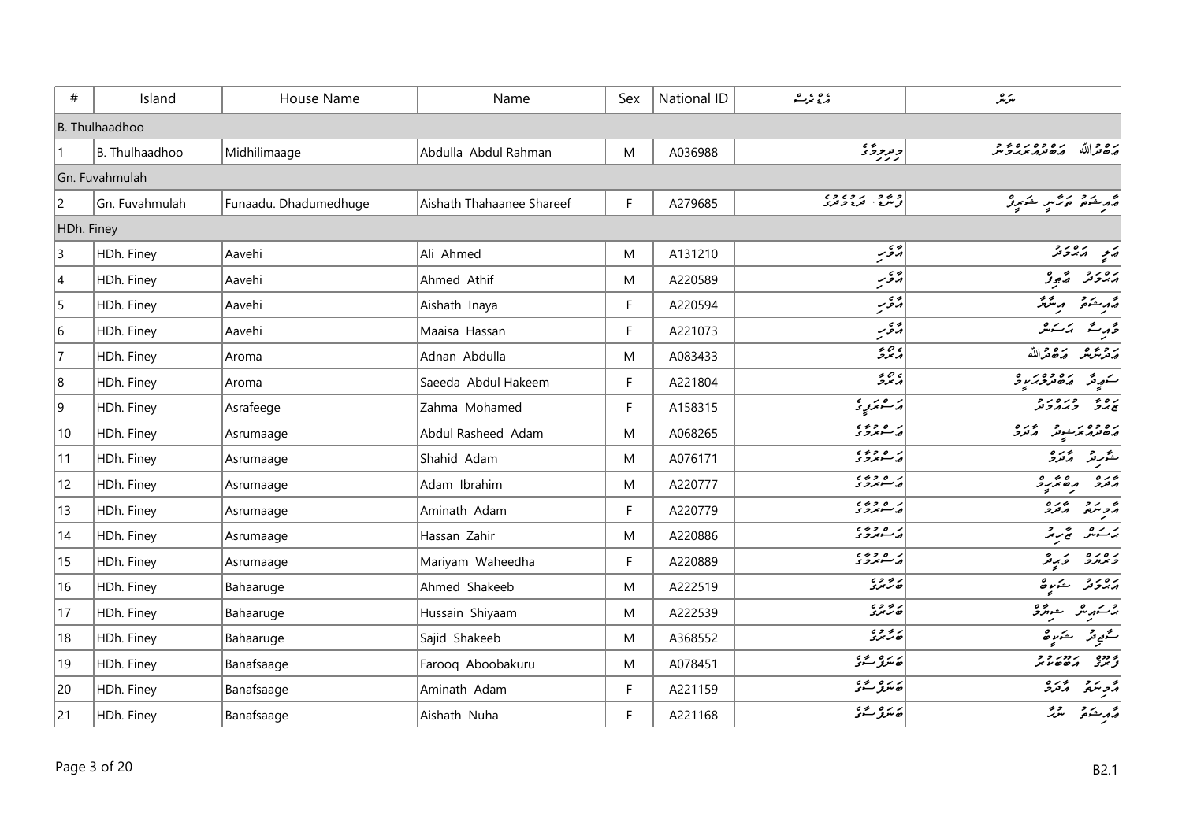| # | Island | House Name | Name | Sex | National ID | ގެއްގެ ނަން | ނަން |
|---|---|---|---|---|---|---|---|
| B. Thulhaadhoo | | | | | | | |
| 1 | B. Thulhaadhoo | Midhilimaage | Abdulla Abdul Rahman | M | A036988 | މިދިލިމާގެ | އަބްދުﷲ އަބްދުއްރަޙްމާން |
| Gn. Fuvahmulah | | | | | | | |
| 2 | Gn. Fuvahmulah | Funaadu. Dhadumedhuge | Aishath Thahaanee Shareef | F | A279685 | ފުނާޑު. ދަދުމެދުގެ | އާއިޝަތު ތަހާނީ ޝަރީފު |
| HDh. Finey | | | | | | | |
| 3 | HDh. Finey | Aavehi | Ali Ahmed | M | A131210 | އާވެހި | އަލި އަޙްމަދު |
| 4 | HDh. Finey | Aavehi | Ahmed Athif | M | A220589 | އާވެހި | އަޙްމަދު އާތިފު |
| 5 | HDh. Finey | Aavehi | Aishath Inaya | F | A220594 | އާވެހި | އާއިޝަތު އިނާޔާ |
| 6 | HDh. Finey | Aavehi | Maaisa Hassan | F | A221073 | އާވެހި | މާއިސާ ޙަސަން |
| 7 | HDh. Finey | Aroma | Adnan Abdulla | M | A083433 | އެރޯމާ | އަދުނާން އަބްދުﷲ |
| 8 | HDh. Finey | Aroma | Saeeda Abdul Hakeem | F | A221804 | އެރޯމާ | ސައީދާ އަބްދުލްޙަކީމް |
| 9 | HDh. Finey | Asrafeege | Zahma Mohamed | F | A158315 | އަސްރަފީގެ | ޒަހުމާ މުޙައްމަދު |
| 10 | HDh. Finey | Asrumaage | Abdul Rasheed Adam | M | A068265 | އަސްރުމާގެ | އަބްދުއްރަޝީދު އާދަމް |
| 11 | HDh. Finey | Asrumaage | Shahid Adam | M | A076171 | އަސްރުމާގެ | ޝާހިދު އާދަމް |
| 12 | HDh. Finey | Asrumaage | Adam Ibrahim | M | A220777 | އަސްރުމާގެ | އާދަމް އިބްރާހީމް |
| 13 | HDh. Finey | Asrumaage | Aminath Adam | F | A220779 | އަސްރުމާގެ | އާމިނަތު އާދަމް |
| 14 | HDh. Finey | Asrumaage | Hassan Zahir | M | A220886 | އަސްރުމާގެ | ޙަސަން ޒާހިރު |
| 15 | HDh. Finey | Asrumaage | Mariyam Waheedha | F | A220889 | އަސްރުމާގެ | މަރިޔަމް ވަޙީދާ |
| 16 | HDh. Finey | Bahaaruge | Ahmed Shakeeb | M | A222519 | ބަހާރުގެ | އަޙްމަދު ޝަކީބު |
| 17 | HDh. Finey | Bahaaruge | Hussain Shiyaam | M | A222539 | ބަހާރުގެ | ޙުސައިން ޝިޔާމް |
| 18 | HDh. Finey | Bahaaruge | Sajid Shakeeb | M | A368552 | ބަހާރުގެ | ސާޖިދު ޝަކީބު |
| 19 | HDh. Finey | Banafsaage | Farooq Aboobakuru | M | A078451 | ބަނަފްސާގެ | ފާރޫޤު އަބޫބަކުރު |
| 20 | HDh. Finey | Banafsaage | Aminath Adam | F | A221159 | ބަނަފްސާގެ | އާމިނަތު އާދަމް |
| 21 | HDh. Finey | Banafsaage | Aishath Nuha | F | A221168 | ބަނަފްސާގެ | އާއިޝަތު ނުހާ |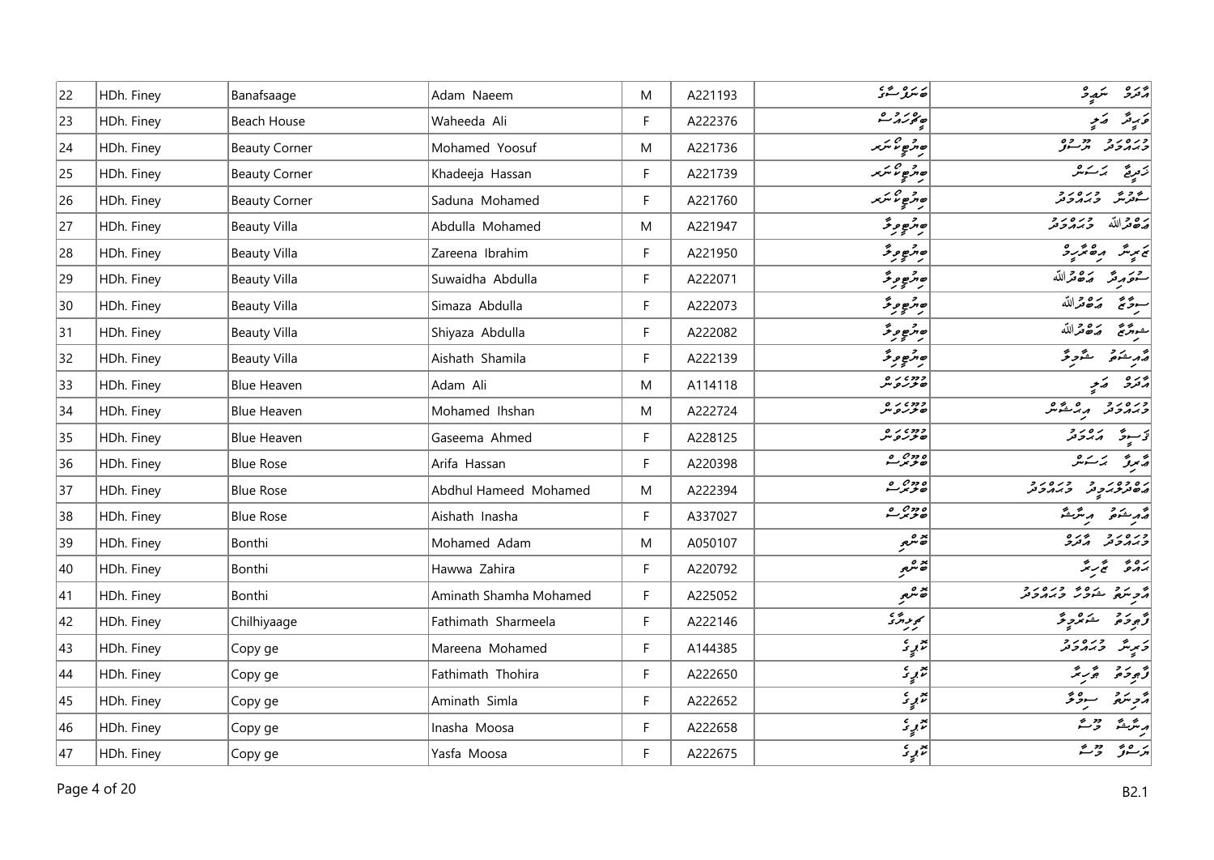| 22 | HDh. Finey | Banafsaage | Adam Naeem | M | A221193 | ބަނަފްސާގެ | އާދަމް ނަޢީމް |
|---|---|---|---|---|---|---|---|
| 23 | HDh. Finey | Beach House | Waheeda Ali | F | A222376 | ބީޗްހައުސް | ވަހީދާ ޢަލީ |
| 24 | HDh. Finey | Beauty Corner | Mohamed Yoosuf | M | A221736 | ބިއުޓީކޯނަރ | މުޙައްމަދު ޔޫސުފް |
| 25 | HDh. Finey | Beauty Corner | Khadeeja Hassan | F | A221739 | ބިއުޓީކޯނަރ | ޚަދީޖާ ޙަސަން |
| 26 | HDh. Finey | Beauty Corner | Saduna Mohamed | F | A221760 | ބިއުޓީކޯނަރ | ސަޢުދޫނާ މުޙައްމަދު |
| 27 | HDh. Finey | Beauty Villa | Abdulla Mohamed | M | A221947 | ބިއުޓީވިލާ | ޢަބްދުﷲ މުޙައްމަދު |
| 28 | HDh. Finey | Beauty Villa | Zareena Ibrahim | F | A221950 | ބިއުޓީވިލާ | ޒަރީނާ އިބްރާހީމް |
| 29 | HDh. Finey | Beauty Villa | Suwaidha Abdulla | F | A222071 | ބިއުޓީވިލާ | ސުވައިދާ ޢަބްދުﷲ |
| 30 | HDh. Finey | Beauty Villa | Simaza Abdulla | F | A222073 | ބިއުޓީވިލާ | ސިމާޒާ ޢަބްދުﷲ |
| 31 | HDh. Finey | Beauty Villa | Shiyaza Abdulla | F | A222082 | ބިއުޓީވިލާ | ޝިޔާޒާ ޢަބްދުﷲ |
| 32 | HDh. Finey | Beauty Villa | Aishath Shamila | F | A222139 | ބިއުޓީވިލާ | ޢާއިޝަތު ޝާމިލާ |
| 33 | HDh. Finey | Blue Heaven | Adam Ali | M | A114118 | ބްލޫހެވަން | އާދަމް ޢަލީ |
| 34 | HDh. Finey | Blue Heaven | Mohamed Ihshan | M | A222724 | ބްލޫހެވަން | މުޙައްމަދު އިޙްސާން |
| 35 | HDh. Finey | Blue Heaven | Gaseema Ahmed | F | A228125 | ބްލޫހެވަން | ޤާސިމާ އަޙްމަދު |
| 36 | HDh. Finey | Blue Rose | Arifa Hassan | F | A220398 | ބްލޫރޯސް | ޢާރިފާ ޙަސަން |
| 37 | HDh. Finey | Blue Rose | Abdhul Hameed Mohamed | M | A222394 | ބްލޫރޯސް | ޢަބްދުލްޙަމީދު މުޙައްމަދު |
| 38 | HDh. Finey | Blue Rose | Aishath Inasha | F | A337027 | ބްލޫރޯސް | ޢާއިޝަތު އިނާޝާ |
| 39 | HDh. Finey | Bonthi | Mohamed Adam | M | A050107 | ބޮންތި | މުޙައްމަދު އާދަމް |
| 40 | HDh. Finey | Bonthi | Hawwa Zahira | F | A220792 | ބޮންތި | ޙައްވާ ޒާހިރާ |
| 41 | HDh. Finey | Bonthi | Aminath Shamha Mohamed | F | A225052 | ބޮންތި | އާމިނަތު ޝަމްހާ މުޙައްމަދު |
| 42 | HDh. Finey | Chilhiyaage | Fathimath Sharmeela | F | A222146 | ޗިޅިޔާގެ | ފާތިމަތު ޝަރްމީލާ |
| 43 | HDh. Finey | Copy ge | Mareena Mohamed | F | A144385 | ކޮޕީގެ | މަރީނާ މުޙައްމަދު |
| 44 | HDh. Finey | Copy ge | Fathimath Thohira | F | A222650 | ކޮޕީގެ | ފާތިމަތު ޠާހިރާ |
| 45 | HDh. Finey | Copy ge | Aminath Simla | F | A222652 | ކޮޕީގެ | އާމިނަތު ސިމްލާ |
| 46 | HDh. Finey | Copy ge | Inasha Moosa | F | A222658 | ކޮޕީގެ | އިނާޝާ މޫސާ |
| 47 | HDh. Finey | Copy ge | Yasfa Moosa | F | A222675 | ކޮޕީގެ | ޔަސްފާ މޫސާ |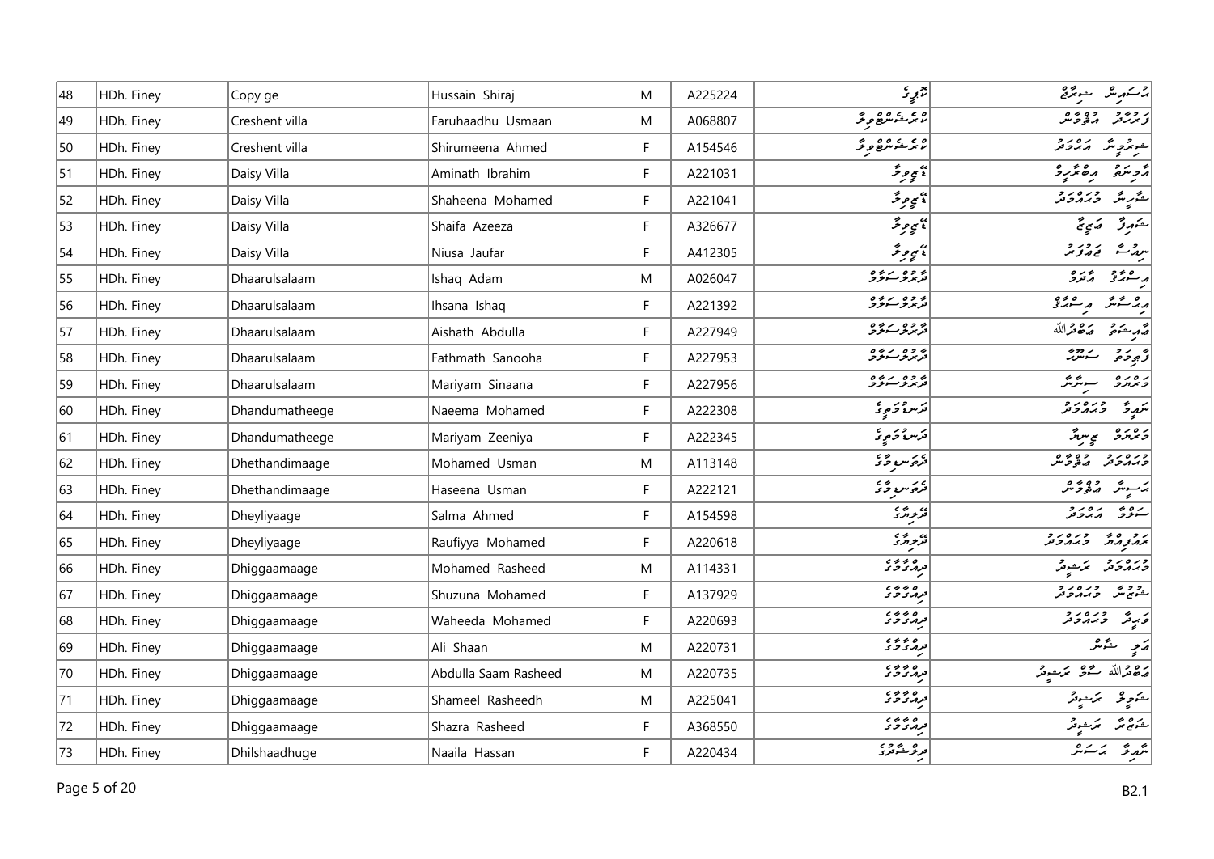| 48 | HDh. Finey | Copy ge | Hussain Shiraj | M | A225224 | ކޮޕީގެ | ޙުސައިން ޝިރާޖް |
|---|---|---|---|---|---|---|---|
| 49 | HDh. Finey | Creshent villa | Faruhaadhu Usmaan | M | A068807 | ކްރެޝެންޓްވިލާ | ފަރުހާދު އުސްމާން |
| 50 | HDh. Finey | Creshent villa | Shirumeena Ahmed | F | A154546 | ކްރެޝެންޓްވިލާ | ޝިރުމީނާ އަޙްމަދު |
| 51 | HDh. Finey | Daisy Villa | Aminath Ibrahim | F | A221031 | ޑޭޒީވިލާ | އާމިނަތު އިބްރާހީމް |
| 52 | HDh. Finey | Daisy Villa | Shaheena Mohamed | F | A221041 | ޑޭޒީވިލާ | ޝަހީނާ މުޙައްމަދު |
| 53 | HDh. Finey | Daisy Villa | Shaifa Azeeza | F | A326677 | ޑޭޒީވިލާ | ޝާއިފާ ޢަޒީޒާ |
| 54 | HDh. Finey | Daisy Villa | Niusa Jaufar | F | A412305 | ޑޭޒީވިލާ | ނިއުސާ ޖައުފަރު |
| 55 | HDh. Finey | Dhaarulsalaam | Ishaq Adam | M | A026047 | ދާރުލްސަލާމް | އިސްޙާޤު އާދަމް |
| 56 | HDh. Finey | Dhaarulsalaam | Ihsana Ishaq | F | A221392 | ދާރުލްސަލާމް | އިޙްސާނާ އިސްޙާޤު |
| 57 | HDh. Finey | Dhaarulsalaam | Aishath Abdulla | F | A227949 | ދާރުލްސަލާމް | ޢާއިޝަތު ޢަބްދުﷲ |
| 58 | HDh. Finey | Dhaarulsalaam | Fathmath Sanooha | F | A227953 | ދާރުލްސަލާމް | ފާތިމަތު ސަނޫހާ |
| 59 | HDh. Finey | Dhaarulsalaam | Mariyam Sinaana | F | A227956 | ދާރުލްސަލާމް | މަރިޔަމް ސިނާނާ |
| 60 | HDh. Finey | Dhandumatheege | Naeema Mohamed | F | A222308 | ދަނޑުމަތީގެ | ނަޢީމާ މުޙައްމަދު |
| 61 | HDh. Finey | Dhandumatheege | Mariyam Zeeniya | F | A222345 | ދަނޑުމަތީގެ | މަރިޔަމް ޒީނިޔާ |
| 62 | HDh. Finey | Dhethandimaage | Mohamed Usman | M | A113148 | ދެތަނޑިމާގެ | މުޙައްމަދު އުސްމާން |
| 63 | HDh. Finey | Dhethandimaage | Haseena Usman | F | A222121 | ދެތަނޑިމާގެ | ހަސީނާ އުސްމާން |
| 64 | HDh. Finey | Dheyliyaage | Salma Ahmed | F | A154598 | ދޭލިޔާގެ | ސަލްމާ އަޙްމަދު |
| 65 | HDh. Finey | Dheyliyaage | Raufiyya Mohamed | F | A220618 | ދޭލިޔާގެ | ރައުފިއްޔާ މުޙައްމަދު |
| 66 | HDh. Finey | Dhiggaamaage | Mohamed Rasheed | M | A114331 | ދިއްގާމާގެ | މުޙައްމަދު ރަޝީދު |
| 67 | HDh. Finey | Dhiggaamaage | Shuzuna Mohamed | F | A137929 | ދިއްގާމާގެ | ޝުޒުނާ މުޙައްމަދު |
| 68 | HDh. Finey | Dhiggaamaage | Waheeda Mohamed | F | A220693 | ދިއްގާމާގެ | ވަޙީދާ މުޙައްމަދު |
| 69 | HDh. Finey | Dhiggaamaage | Ali Shaan | M | A220731 | ދިއްގާމާގެ | އަލި ޝާން |
| 70 | HDh. Finey | Dhiggaamaage | Abdulla Saam Rasheed | M | A220735 | ދިއްގާމާގެ | ޢަބްދުﷲ ސާމް ރަޝީދު |
| 71 | HDh. Finey | Dhiggaamaage | Shameel Rasheedh | M | A225041 | ދިއްގާމާގެ | ޝަމީލް ރަޝީދު |
| 72 | HDh. Finey | Dhiggaamaage | Shazra Rasheed | F | A368550 | ދިއްގާމާގެ | ޝަޒްރާ ރަޝީދު |
| 73 | HDh. Finey | Dhilshaadhuge | Naaila Hassan | F | A220434 | ދިލްޝާދުގެ | ނާއިލާ ހަސަން |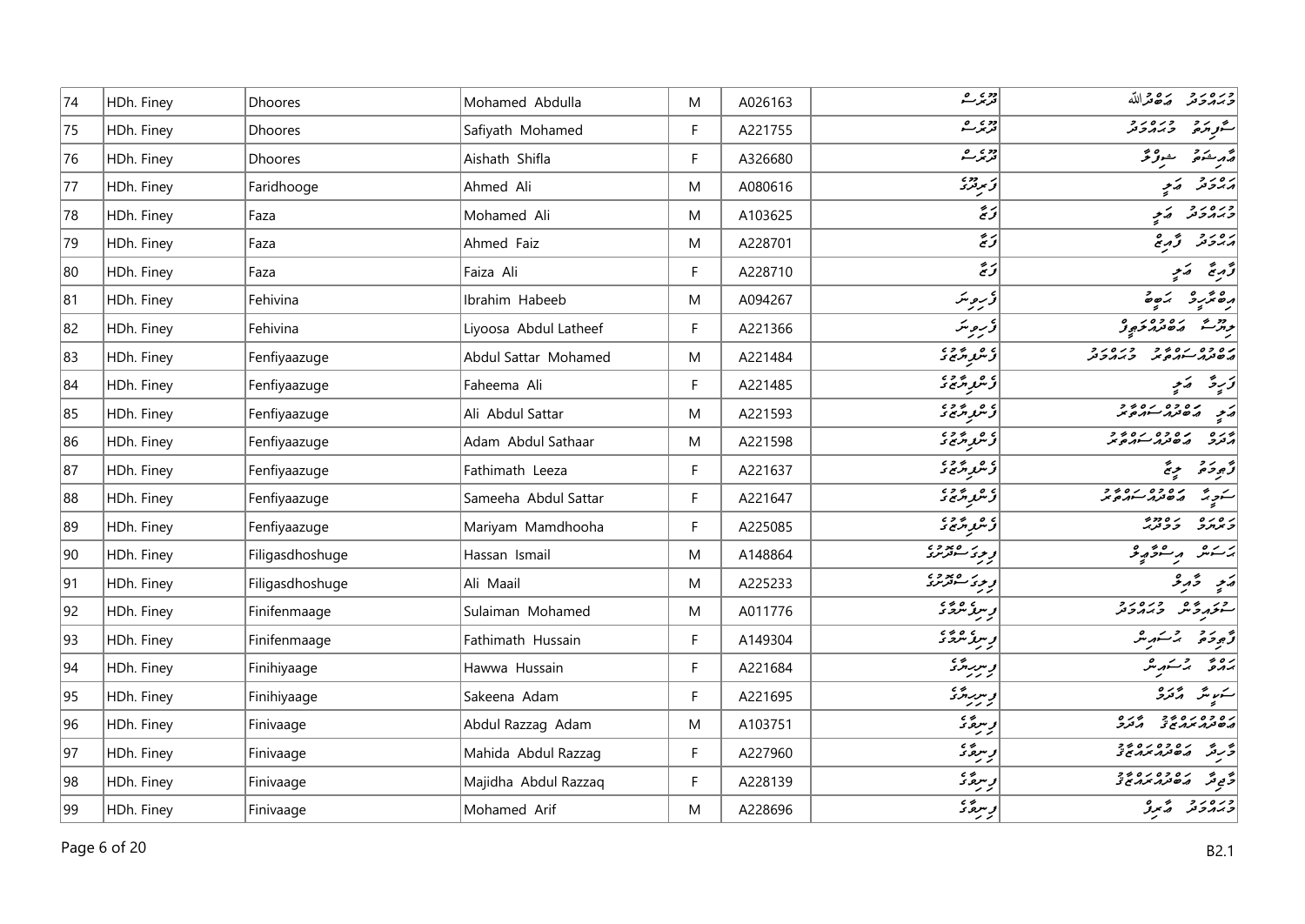| 74 | HDh. Finey | Dhoores | Mohamed Abdulla | M | A026163 | ދޫރެސް | މުހައްމަދު އަބްދުﷲ |
|---|---|---|---|---|---|---|---|
| 75 | HDh. Finey | Dhoores | Safiyath Mohamed | F | A221755 | ދޫރެސް | ސާފިޔަތު މުހައްމަދު |
| 76 | HDh. Finey | Dhoores | Aishath Shifla | F | A326680 | ދޫރެސް | އައިޝަތު ޝިފްލާ |
| 77 | HDh. Finey | Faridhooge | Ahmed Ali | M | A080616 | ފަރިދޫގެ | އަޙްމަދު އަލި |
| 78 | HDh. Finey | Faza | Mohamed Ali | M | A103625 | ފަޒާ | މުހައްމަދު އަލި |
| 79 | HDh. Finey | Faza | Ahmed Faiz | M | A228701 | ފަޒާ | އަޙްމަދު ފާއިޒު |
| 80 | HDh. Finey | Faza | Faiza Ali | F | A228710 | ފަޒާ | ފާއިޒާ އަލި |
| 81 | HDh. Finey | Fehivina | Ibrahim Habeeb | M | A094267 | ފެހިވިނަ | އިބްރާހީމް ހަބީބު |
| 82 | HDh. Finey | Fehivina | Liyoosa Abdul Latheef | F | A221366 | ފެހިވިނަ | ލިޔޫސާ އަބްދުއްލަޠީފު |
| 83 | HDh. Finey | Fenfiyaazuge | Abdul Sattar Mohamed | M | A221484 | ފެންފިޔާޒުގެ | އަބްދުއްސައްތާރު މުހައްމަދު |
| 84 | HDh. Finey | Fenfiyaazuge | Faheema Ali | F | A221485 | ފެންފިޔާޒުގެ | ފަހީމާ އަލި |
| 85 | HDh. Finey | Fenfiyaazuge | Ali Abdul Sattar | M | A221593 | ފެންފިޔާޒުގެ | އަލި އަބްދުއްސައްތާރު |
| 86 | HDh. Finey | Fenfiyaazuge | Adam Abdul Sathaar | M | A221598 | ފެންފިޔާޒުގެ | އާދަމް އަބްދުއްސައްތާރު |
| 87 | HDh. Finey | Fenfiyaazuge | Fathimath Leeza | F | A221637 | ފެންފިޔާޒުގެ | ފާތިމަތު ލީޒާ |
| 88 | HDh. Finey | Fenfiyaazuge | Sameeha Abdul Sattar | F | A221647 | ފެންފިޔާޒުގެ | ސަމީހާ އަބްދުއްސައްތާރު |
| 89 | HDh. Finey | Fenfiyaazuge | Mariyam Mamdhooha | F | A225085 | ފެންފިޔާޒުގެ | މަރިޔަމް މަމްދޫހާ |
| 90 | HDh. Finey | Filigasdhoshuge | Hassan Ismail | M | A148864 | ފިލިގަސްދޮށުގެ | ހަސަން އިސްމާޢިލް |
| 91 | HDh. Finey | Filigasdhoshuge | Ali Maail | M | A225233 | ފިލިގަސްދޮށުގެ | އަލި މާއިލް |
| 92 | HDh. Finey | Finifenmaage | Sulaiman Mohamed | M | A011776 | ފިނިފެންމާގެ | ސުލައިމާން މުހައްމަދު |
| 93 | HDh. Finey | Finifenmaage | Fathimath Hussain | F | A149304 | ފިނިފެންމާގެ | ފާތިމަތު ހުސައިން |
| 94 | HDh. Finey | Finihiyaage | Hawwa Hussain | F | A221684 | ފިނިހިޔާގެ | ހައްވާ ހުސައިން |
| 95 | HDh. Finey | Finihiyaage | Sakeena Adam | F | A221695 | ފިނިހިޔާގެ | ސަކީނާ އާދަމް |
| 96 | HDh. Finey | Finivaage | Abdul Razzag Adam | M | A103751 | ފިނިވާގެ | އަބްދުއްރައްޒާގު އާދަމް |
| 97 | HDh. Finey | Finivaage | Mahida Abdul Razzag | F | A227960 | ފިނިވާގެ | މާހިދާ އަބްދުއްރައްޒާގު |
| 98 | HDh. Finey | Finivaage | Majidha Abdul Razzaq | F | A228139 | ފިނިވާގެ | މާޖިދާ އަބްދުއްރައްޒާގު |
| 99 | HDh. Finey | Finivaage | Mohamed Arif | M | A228696 | ފިނިވާގެ | މުހައްމަދު އާރިފު |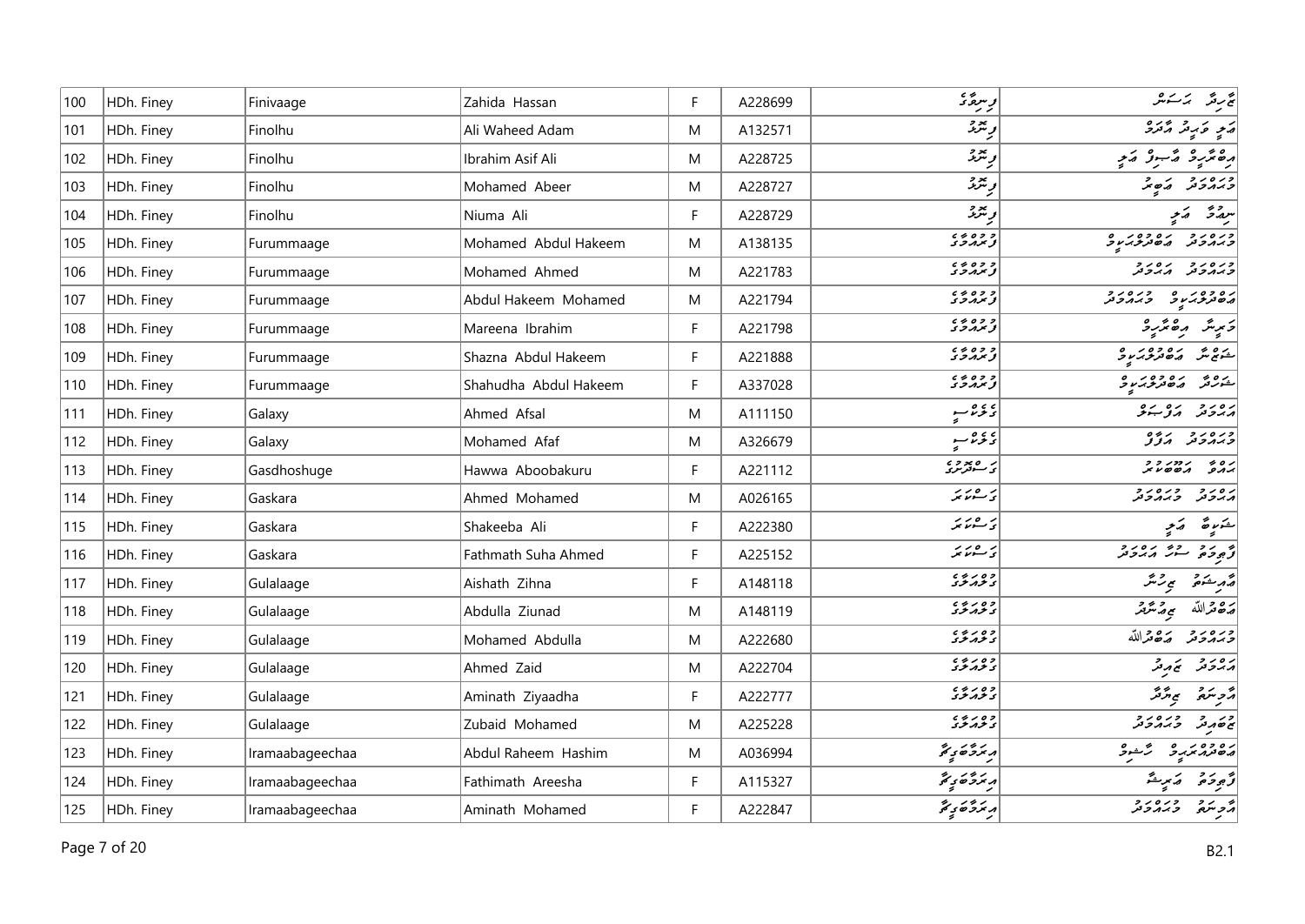| 100 | HDh. Finey | Finivaage | Zahida Hassan | F | A228699 | ﻭِﺳِﻮَﮔެ | ﮔާﺭِﺩާ ﺣަﺴަﻦް |
|---|---|---|---|---|---|---|---|
| 101 | HDh. Finey | Finolhu | Ali Waheed Adam | M | A132571 | ﻭِﺳޮﮅު | ﺃަﻟި ﻭަﺣީﺩު ﺃާﺩަﻡް |
| 102 | HDh. Finey | Finolhu | Ibrahim Asif Ali | M | A228725 | ﻭِﺳޮﮅު | ﺇِﺑްﺭާﻫީﻢް ﺃާﺳިﻒް ﺃަﻟި |
| 103 | HDh. Finey | Finolhu | Mohamed Abeer | M | A228727 | ﻭِﺳޮﮅު | ﻣުﺤަﻤްﻤަﺩު ﺃަﺑީﺮު |
| 104 | HDh. Finey | Finolhu | Niuma Ali | F | A228729 | ﻭِﺳޮﮅު | ﺳިﺃުﻣާ ﺃަﻟި |
| 105 | HDh. Finey | Furummaage | Mohamed Abdul Hakeem | M | A138135 | ﻭުﺭުﻣްﻣާﮔެ | ﻣުﺤަﻤްﻤަﺩު ﺃަﺑްﺪުﻟްﺤަﮐީﻢް |
| 106 | HDh. Finey | Furummaage | Mohamed Ahmed | M | A221783 | ﻭުﺭުﻣްﻣާﮔެ | ﻣުﺤަﻤްﻤަﺩު ﺃަﺣްﻤަﺩު |
| 107 | HDh. Finey | Furummaage | Abdul Hakeem Mohamed | M | A221794 | ﻭުﺭުﻣްﻣާﮔެ | ﺃަﺑްﺪުﻟްﺤަﮐީﻢް ﻣުﺤަﻤްﻤަﺩު |
| 108 | HDh. Finey | Furummaage | Mareena Ibrahim | F | A221798 | ﻭުﺭުﻣްﻣާﮔެ | ﻣަﺭީﻧާ ﺇِﺑްﺭާﻫީﻢް |
| 109 | HDh. Finey | Furummaage | Shazna Abdul Hakeem | F | A221888 | ﻭުﺭުﻣްﻣާﮔެ | ﺷަﺯްﻧާ ﺃަﺑްﺪުﻟްﺤަﮐީﻢް |
| 110 | HDh. Finey | Furummaage | Shahudha Abdul Hakeem | F | A337028 | ﻭުﺭުﻣްﻣާﮔެ | ﺷަﻫުﺩާ ﺃަﺑްﺪުﻟްﺤަﮐީﻢް |
| 111 | HDh. Finey | Galaxy | Ahmed Afsal | M | A111150 | ﮔެﻟެކްސީ | ﺃަﺣްﻤަﺩު ﺃަﻓްﺴަﻝް |
| 112 | HDh. Finey | Galaxy | Mohamed Afaf | M | A326679 | ﮔެﻟެކްސީ | ﻣުﺤަﻤްﻤަﺩު ﺃަﻓާﻑް |
| 113 | HDh. Finey | Gasdhoshuge | Hawwa Aboobakuru | F | A221112 | ﮔަﺳްﺪޮﺷުﮔެ | ﺣައްވާ ﺃަﺑޫﺑަކުރު |
| 114 | HDh. Finey | Gaskara | Ahmed Mohamed | M | A026165 | ﮔަﺳްކަރަ | ﺃަﺣްﻤަﺩު ﻣުﺤަﻤްﻤަﺩު |
| 115 | HDh. Finey | Gaskara | Shakeeba Ali | F | A222380 | ﮔަﺳްކަރަ | ﺷަﮐީﺑާ ﺃަﻟި |
| 116 | HDh. Finey | Gaskara | Fathmath Suha Ahmed | F | A225152 | ﮔަﺳްކަރަ | ﻓާﻃިﻤަﺖު ﺳުﻬާ ﺃަﺣްﻤަﺩު |
| 117 | HDh. Finey | Gulalaage | Aishath Zihna | F | A148118 | ﮔުﻟަﻟާﮔެ | ﻋާﺋިﺸަﺖު ﺯިﻬްﻧާ |
| 118 | HDh. Finey | Gulalaage | Abdulla Ziunad | M | A148119 | ﮔުﻟަﻟާﮔެ | ﻋަﺒްﺪުﻟްﻼﻩ ﺯިﺃުﻧާﺩު |
| 119 | HDh. Finey | Gulalaage | Mohamed Abdulla | M | A222680 | ﮔުﻟަﻟާﮔެ | ﻣުﺤަﻤްﻤަﺩު ﻋަﺒްﺪުﻟްﻼﻩ |
| 120 | HDh. Finey | Gulalaage | Ahmed Zaid | M | A222704 | ﮔުﻟަﻟާﮔެ | ﺃަﺣްﻤަﺩު ﺯާﺋިﺩު |
| 121 | HDh. Finey | Gulalaage | Aminath Ziyaadha | F | A222777 | ﮔުﻟަﻟާﮔެ | ﺃާﻣިﻨަﺖު ﺯިﻳާﺩާ |
| 122 | HDh. Finey | Gulalaage | Zubaid Mohamed | M | A225228 | ﮔުﻟަﻟާﮔެ | ﺯުﺑައިދު ﻣުﺤަﻤްﻤަﺩު |
| 123 | HDh. Finey | Iramaabageechaa | Abdul Raheem Hashim | M | A036994 | ﺇިރަމާބަގީޗާ | ﻋަﺒްﺪުﻟްﺮަﺣީﻢް ﻫާﺷިﻢް |
| 124 | HDh. Finey | Iramaabageechaa | Fathimath Areesha | F | A115327 | ﺇިރަމާބަގީޗާ | ﻓާﻃިﻤަﺖު ﺃަރީޝާ |
| 125 | HDh. Finey | Iramaabageechaa | Aminath Mohamed | F | A222847 | ﺇިރަމާބަގީޗާ | ﺃާﻣިﻨަﺖު ﻣުﺤަﻤްﻤަﺩު |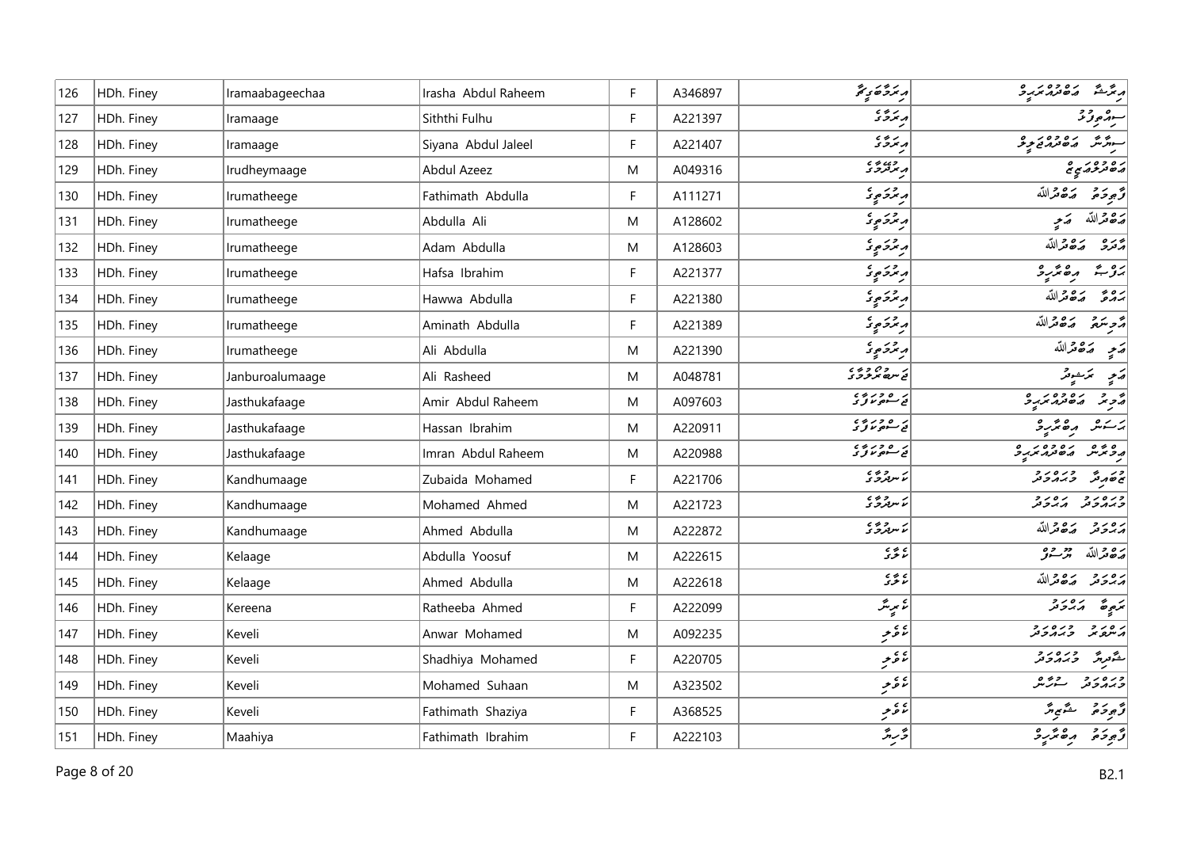| 126 | HDh. Finey | Iramaabageechaa | Irasha Abdul Raheem | F | A346897 | ރިރަމާބަގީޗާ | އިރާޝާ އަބްދުއްރަޙީމް |
|---|---|---|---|---|---|---|---|
| 127 | HDh. Finey | Iramaage | Siththi Fulhu | F | A221397 | އިރަމާގެ | ސިއްތިފުޅު |
| 128 | HDh. Finey | Iramaage | Siyana Abdul Jaleel | F | A221407 | އިރަމާގެ | ސިޔާނާ އަބްދުލްޖަލީލް |
| 129 | HDh. Finey | Irudheymaage | Abdul Azeez | M | A049316 | އިރުދޭމާގެ | އަބްދުލްޢަޒީޒް |
| 130 | HDh. Finey | Irumatheege | Fathimath Abdulla | F | A111271 | އިރުމަތީގެ | ފާތިމަތު އަބްދުﷲ |
| 131 | HDh. Finey | Irumatheege | Abdulla Ali | M | A128602 | އިރުމަތީގެ | އަބްދުﷲ އަލި |
| 132 | HDh. Finey | Irumatheege | Adam Abdulla | M | A128603 | އިރުމަތީގެ | އާދަމް އަބްދުﷲ |
| 133 | HDh. Finey | Irumatheege | Hafsa Ibrahim | F | A221377 | އިރުމަތީގެ | ހަފްސާ އިބްރާހިމް |
| 134 | HDh. Finey | Irumatheege | Hawwa Abdulla | F | A221380 | އިރުމަތީގެ | ހައްވާ އަބްދުﷲ |
| 135 | HDh. Finey | Irumatheege | Aminath Abdulla | F | A221389 | އިރުމަތީގެ | އާމިނަތު އަބްދުﷲ |
| 136 | HDh. Finey | Irumatheege | Ali Abdulla | M | A221390 | އިރުމަތީގެ | އަލި އަބްދުﷲ |
| 137 | HDh. Finey | Janburoalumaage | Ali Rasheed | M | A048781 | ޖަންބުރޯޅުމާގެ | އަލި ރަޝީދު |
| 138 | HDh. Finey | Jasthukafaage | Amir Abdul Raheem | M | A097603 | ޖަސްތުކަފާގެ | އާމިރު އަބްދުއްރަޙީމް |
| 139 | HDh. Finey | Jasthukafaage | Hassan Ibrahim | M | A220911 | ޖަސްތުކަފާގެ | ހަސަން އިބްރާހިމް |
| 140 | HDh. Finey | Jasthukafaage | Imran Abdul Raheem | M | A220988 | ޖަސްތުކަފާގެ | އިމްރާން އަބްދުއްރަޙީމް |
| 141 | HDh. Finey | Kandhumaage | Zubaida Mohamed | F | A221706 |ކަނދުމާގެ | ޒުބައިދާ މުޙައްމަދު |
| 142 | HDh. Finey | Kandhumaage | Mohamed Ahmed | M | A221723 | ކަނދުމާގެ | މުޙައްމަދު އަޙްމަދު |
| 143 | HDh. Finey | Kandhumaage | Ahmed Abdulla | M | A222872 | ކަނދުމާގެ | އަޙްމަދު އަބްދުﷲ |
| 144 | HDh. Finey | Kelaage | Abdulla Yoosuf | M | A222615 | ކެލާގެ | އަބްދުﷲ ޔޫސުފް |
| 145 | HDh. Finey | Kelaage | Ahmed Abdulla | M | A222618 | ކެލާގެ | އަޙްމަދު އަބްދުﷲ |
| 146 | HDh. Finey | Kereena | Ratheeba Ahmed | F | A222099 | ކެރީނާ | ރަތީބާ އަޙްމަދު |
| 147 | HDh. Finey | Keveli | Anwar Mohamed | M | A092235 | ކެވެލި | އަންވަރު މުޙައްމަދު |
| 148 | HDh. Finey | Keveli | Shadhiya Mohamed | F | A220705 | ކެވެލި | ޝާދިޔާ މުޙައްމަދު |
| 149 | HDh. Finey | Keveli | Mohamed Suhaan | M | A323502 | ކެވެލި | މުޙައްމަދު ސުހާން |
| 150 | HDh. Finey | Keveli | Fathimath Shaziya | F | A368525 | ކެވެލި | ފާތިމަތު ޝާޒިޔާ |
| 151 | HDh. Finey | Maahiya | Fathimath Ibrahim | F | A222103 | މާހިޔާ | ފާތިމަތު އިބްރާހިމް |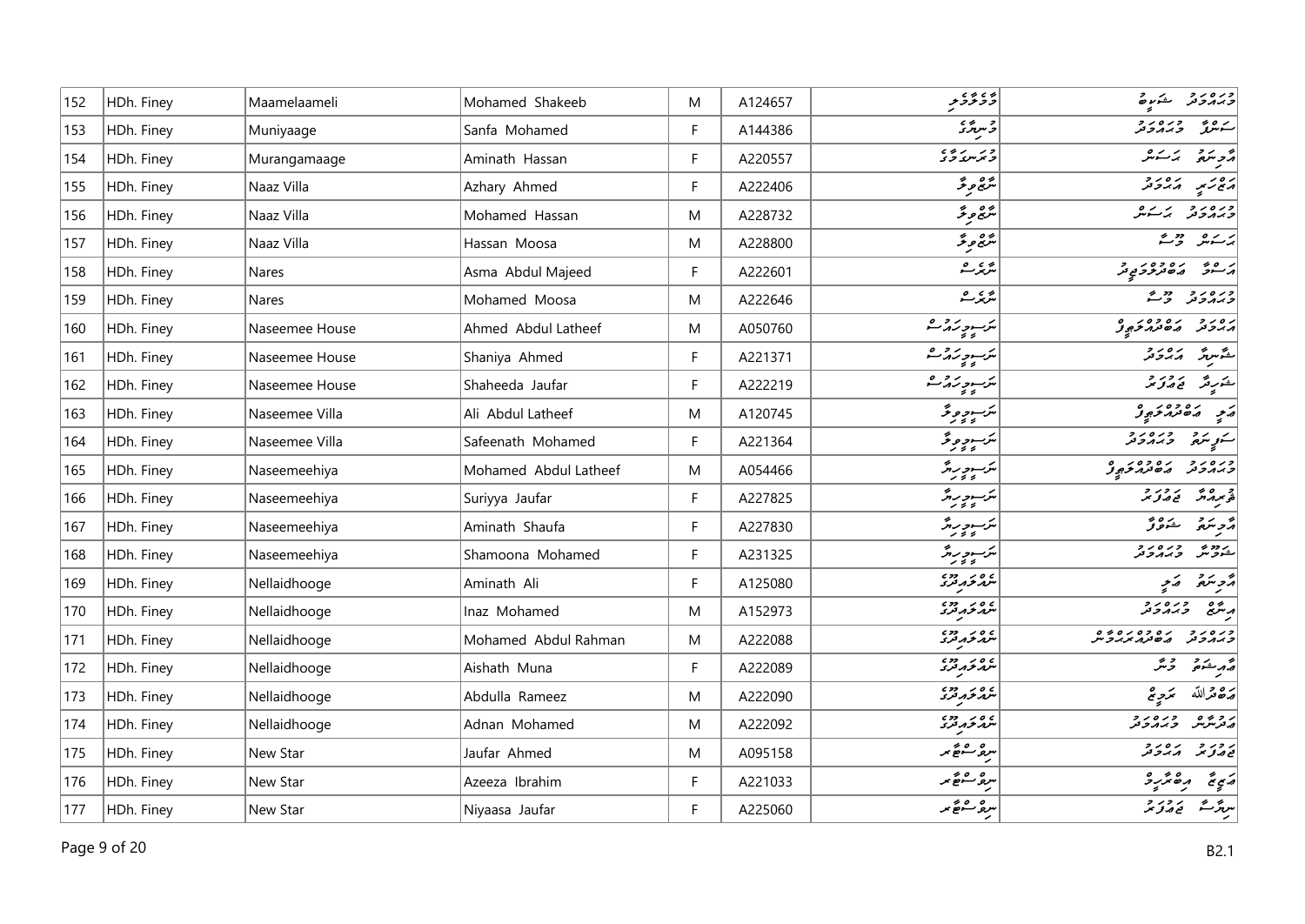| 152 | HDh. Finey | Maamelaameli | Mohamed Shakeeb | M | A124657 | ޖާމެލާމެލި | މުހައްމަދު ޝަކީބު |
|---|---|---|---|---|---|---|---|
| 153 | HDh. Finey | Muniyaage | Sanfa Mohamed | F | A144386 | މުނިޔާގެ | ސަންފާ މުހައްމަދު |
| 154 | HDh. Finey | Murangamaage | Aminath Hassan | F | A220557 | މުރަނގަމާގެ | އާމިނަތު ހަސަން |
| 155 | HDh. Finey | Naaz Villa | Azhary Ahmed | F | A222406 | ނާޒްވިލާ | އަޒުހަރީ އަހުމަދު |
| 156 | HDh. Finey | Naaz Villa | Mohamed Hassan | M | A228732 | ނާޒްވިލާ | މުހައްމަދު ހަސަން |
| 157 | HDh. Finey | Naaz Villa | Hassan Moosa | M | A228800 | ނާޒްވިލާ | ހަސަން މޫސާ |
| 158 | HDh. Finey | Nares | Asma Abdul Majeed | F | A222601 | ނާރެސް | އަސްމާ އަބްދުލްމަޖީދު |
| 159 | HDh. Finey | Nares | Mohamed Moosa | M | A222646 | ނާރެސް | މުހައްމަދު މޫސާ |
| 160 | HDh. Finey | Naseemee House | Ahmed Abdul Latheef | M | A050760 | ނަސީމީހައުސް | އަހުމަދު އަބްދުއްލަތީފު |
| 161 | HDh. Finey | Naseemee House | Shaniya Ahmed | F | A221371 | ނަސީމީހައުސް | ޝާނިޔާ އަހުމަދު |
| 162 | HDh. Finey | Naseemee House | Shaheeda Jaufar | F | A222219 | ނަސީމީހައުސް | ޝަހީދާ ޖައުފަރު |
| 163 | HDh. Finey | Naseemee Villa | Ali Abdul Latheef | M | A120745 | ނަސީމީވިލާ | އަލި އަބްދުއްލަތީފު |
| 164 | HDh. Finey | Naseemee Villa | Safeenath Mohamed | F | A221364 | ނަސީމީވިލާ | ސަފީނަތު މުހައްމަދު |
| 165 | HDh. Finey | Naseemeehiya | Mohamed Abdul Latheef | M | A054466 | ނަސީމީހިޔާ | މުހައްމަދު އަބްދުއްލަތީފު |
| 166 | HDh. Finey | Naseemeehiya | Suriyya Jaufar | F | A227825 | ނަސީމީހިޔާ | ޘުރިއްޔާ ޖައުފަރު |
| 167 | HDh. Finey | Naseemeehiya | Aminath Shaufa | F | A227830 | ނަސީމީހިޔާ | އާމިނަތު ޝައުފާ |
| 168 | HDh. Finey | Naseemeehiya | Shamoona Mohamed | F | A231325 | ނަސީމީހިޔާ | ޝަމޫނާ މުހައްމަދު |
| 169 | HDh. Finey | Nellaidhooge | Aminath Ali | F | A125080 | ނެއްލައިދޫގެ | އާމިނަތު އަލި |
| 170 | HDh. Finey | Nellaidhooge | Inaz Mohamed | M | A152973 | ނެއްލައިދޫގެ | އިނާޒް މުހައްމަދު |
| 171 | HDh. Finey | Nellaidhooge | Mohamed Abdul Rahman | M | A222088 | ނެއްލައިދޫގެ | މުހައްމަދު އަބްދުއްރަހްމާން |
| 172 | HDh. Finey | Nellaidhooge | Aishath Muna | F | A222089 | ނެއްލައިދޫގެ | އައިޝަތު މުނާ |
| 173 | HDh. Finey | Nellaidhooge | Abdulla Rameez | M | A222090 | ނެއްލައިދޫގެ | އަބްދުﷲ ރަމީޒް |
| 174 | HDh. Finey | Nellaidhooge | Adnan Mohamed | M | A222092 | ނެއްލައިދޫގެ | އަދުނާން މުހައްމަދު |
| 175 | HDh. Finey | New Star | Jaufar Ahmed | M | A095158 | ނިއުސްޓާރ | ޖައުފަރު އަހުމަދު |
| 176 | HDh. Finey | New Star | Azeeza Ibrahim | F | A221033 | ނިއުސްޓާރ | އަޒީޒާ އިބްރާހިމް |
| 177 | HDh. Finey | New Star | Niyaasa Jaufar | F | A225060 | ނިއުސްޓާރ | ނިޔާސާ ޖައުފަރު |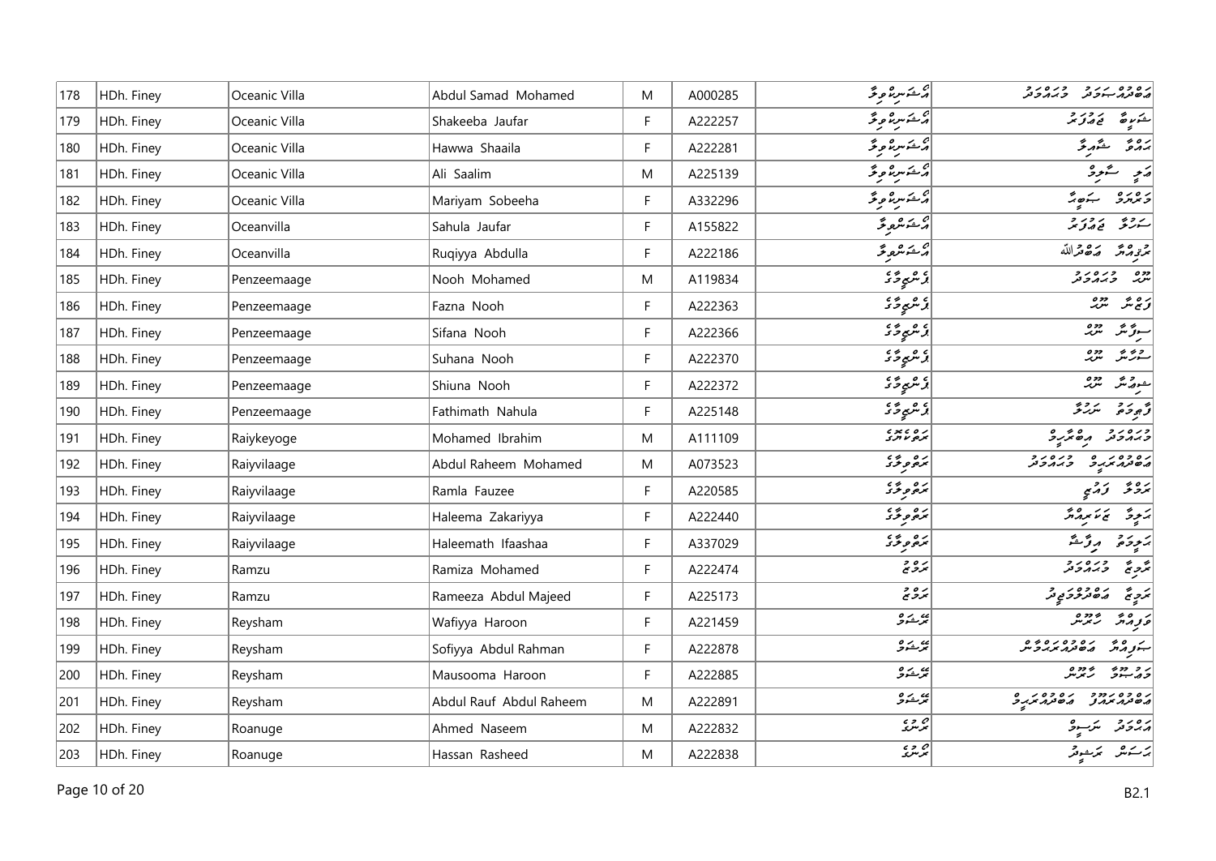| 178 | HDh. Finey | Oceanic Villa | Abdul Samad Mohamed | M | A000285 | އޯޝަނިކްވިލާ | އަބްދުލްސަމަދު މުޙައްމަދު |
|---|---|---|---|---|---|---|---|
| 179 | HDh. Finey | Oceanic Villa | Shakeeba Jaufar | F | A222257 | އޯޝަނިކްވިލާ | ޝަކީބާ ޖައުފަރު |
| 180 | HDh. Finey | Oceanic Villa | Hawwa Shaaila | F | A222281 | އޯޝަނިކްވިލާ | ހައްވާ ޝާއިލާ |
| 181 | HDh. Finey | Oceanic Villa | Ali Saalim | M | A225139 | އޯޝަނިކްވިލާ | ޢަލީ ސާލިމް |
| 182 | HDh. Finey | Oceanic Villa | Mariyam Sobeeha | F | A332296 | އޯޝަނިކްވިލާ | މަރިޔަމް ސުބީޙާ |
| 183 | HDh. Finey | Oceanvilla | Sahula Jaufar | F | A155822 | އޯޝަންވިލާ | ސަހުލާ ޖައުފަރު |
| 184 | HDh. Finey | Oceanvilla | Ruqiyya Abdulla | F | A222186 | އޯޝަންވިލާ | ރުޤިއްޔާ އަބްދުﷲ |
| 185 | HDh. Finey | Penzeemaage | Nooh Mohamed | M | A119834 | ޕެންޒީމާގެ | ނޫޙް މުޙައްމަދު |
| 186 | HDh. Finey | Penzeemaage | Fazna Nooh | F | A222363 | ޕެންޒީމާގެ | ފަޒްނާ ނޫޙް |
| 187 | HDh. Finey | Penzeemaage | Sifana Nooh | F | A222366 | ޕެންޒީމާގެ | ސިފާނާ ނޫޙް |
| 188 | HDh. Finey | Penzeemaage | Suhana Nooh | F | A222370 | ޕެންޒީމާގެ | ސުހާނާ ނޫޙް |
| 189 | HDh. Finey | Penzeemaage | Shiuna Nooh | F | A222372 | ޕެންޒީމާގެ | ޝިއުނާ ނޫޙް |
| 190 | HDh. Finey | Penzeemaage | Fathimath Nahula | F | A225148 | ޕެންޒީމާގެ | ފާތިމަތު ނަހުލާ |
| 191 | HDh. Finey | Raiykeyoge | Mohamed Ibrahim | M | A111109 | ރައްކެޔޮގެ | މުޙައްމަދު އިބްރާހީމް |
| 192 | HDh. Finey | Raiyvilaage | Abdul Raheem Mohamed | M | A073523 | ރައްވިލާގެ | އަބްދުއްރަޙީމް މުޙައްމަދު |
| 193 | HDh. Finey | Raiyvilaage | Ramla Fauzee | F | A220585 | ރައްވިލާގެ | ރަމްލާ ފައުޒީ |
| 194 | HDh. Finey | Raiyvilaage | Haleema Zakariyya | F | A222440 | ރައްވިލާގެ | ހަލީމާ ޒަކަރިއްޔާ |
| 195 | HDh. Finey | Raiyvilaage | Haleemath Ifaashaa | F | A337029 | ރައްވިލާގެ | ހަލީމަތު އިފާޝާ |
| 196 | HDh. Finey | Ramzu | Ramiza Mohamed | F | A222474 | ރަމްޒު | ރާމިޒާ މުޙައްމަދު |
| 197 | HDh. Finey | Ramzu | Rameeza Abdul Majeed | F | A225173 | ރަމްޒު | ރަމީޒާ އަބްދުލްމަޖީދު |
| 198 | HDh. Finey | Reysham | Wafiyya Haroon | F | A221459 | ރޭޝަމް | ވަފިއްޔާ ހާރޫން |
| 199 | HDh. Finey | Reysham | Sofiyya Abdul Rahman | F | A222878 | ރޭޝަމް | ސޯފިއްޔާ އަބްދުއްރަޙްމާން |
| 200 | HDh. Finey | Reysham | Mausooma Haroon | F | A222885 | ރޭޝަމް | މައުސޫމާ ހާރޫން |
| 201 | HDh. Finey | Reysham | Abdul Rauf Abdul Raheem | M | A222891 | ރޭޝަމް | އަބްދުއްރައޫފް އަބްދުއްރަޙީމް |
| 202 | HDh. Finey | Roanuge | Ahmed Naseem | M | A222832 | ރޯނުގެ | އަޙްމަދު ނަސީމް |
| 203 | HDh. Finey | Roanuge | Hassan Rasheed | M | A222838 | ރޯނުގެ | ހަސަން ރަޝީދު |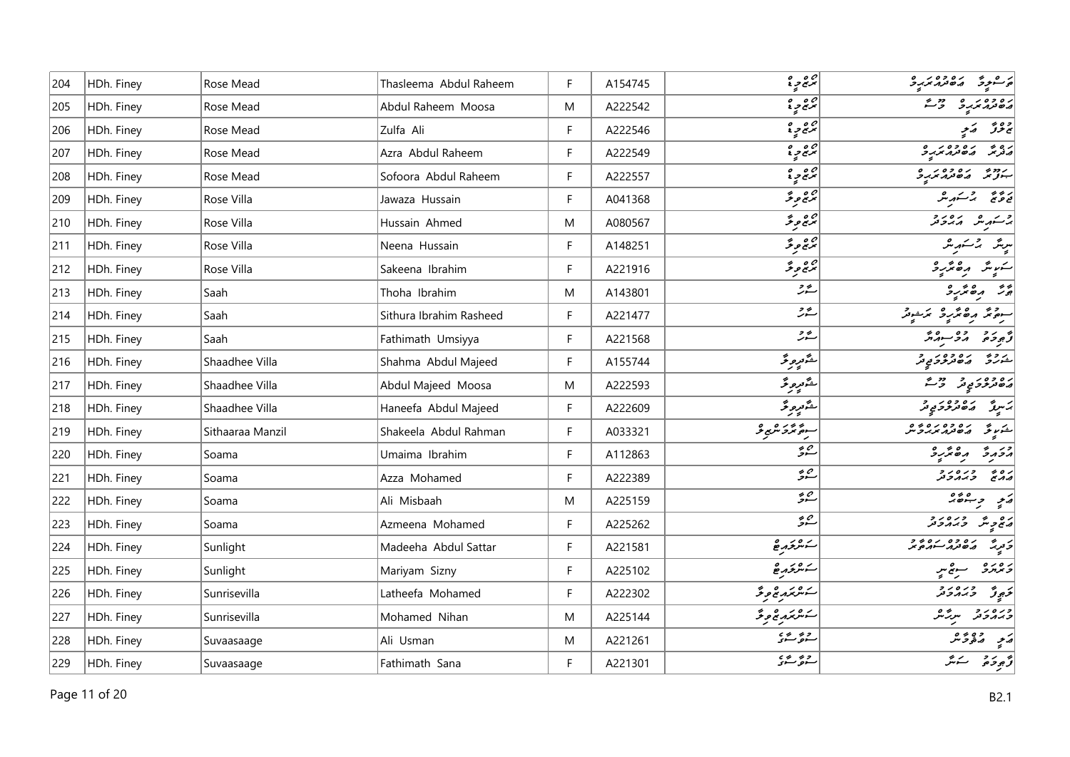| 204 | HDh. Finey | Rose Mead | Thasleema Abdul Raheem | F | A154745 | ترچ جو ؟ | ﻋَﺴْﻠِﻴﻤَﺎ ﻋَﺒْﺪُﺍﻟﺮَّﺣِﻴﻢ |
|---|---|---|---|---|---|---|---|
| 205 | HDh. Finey | Rose Mead | Abdul Raheem Moosa | M | A222542 | ترچ جو ؟ | ﻋَﺒْﺪُﺍﻟﺮَّﺣِﻴﻢ ﻣُﻮﺳَﻰ |
| 206 | HDh. Finey | Rose Mead | Zulfa Ali | F | A222546 | ترچ جو ؟ | ﺯُﻟْﻔَﺎ ﻋَﻠِﻲ |
| 207 | HDh. Finey | Rose Mead | Azra Abdul Raheem | F | A222549 | ترچ جو ؟ | ﻋَﺰْﺭَﺍ ﻋَﺒْﺪُﺍﻟﺮَّﺣِﻴﻢ |
| 208 | HDh. Finey | Rose Mead | Sofoora Abdul Raheem | F | A222557 | ترچ جو ؟ | ﺳَﻔُﻮﺭَﺍ ﻋَﺒْﺪُﺍﻟﺮَّﺣِﻴﻢ |
| 209 | HDh. Finey | Rose Villa | Jawaza Hussain | F | A041368 | ترچ ووگ | ﺟَﻮَﺍﺯَﺍ ﺣُﺴَﻴْﻦ |
| 210 | HDh. Finey | Rose Villa | Hussain Ahmed | M | A080567 | ترچ ووگ | ﺣُﺴَﻴْﻦ ﺃَﺣْﻤَﺪ |
| 211 | HDh. Finey | Rose Villa | Neena Hussain | F | A148251 | ترچ ووگ | ﻧِﻴﻨَﺎ ﺣُﺴَﻴْﻦ |
| 212 | HDh. Finey | Rose Villa | Sakeena Ibrahim | F | A221916 | ترچ ووگ | ﺳَﻜِﻴﻨَﺎ ﺇِﺑْﺮَﺍﻫِﻴﻢ |
| 213 | HDh. Finey | Saah | Thoha Ibrahim | M | A143801 | سۇر | ﻃَﻪَ ﺇِﺑْﺮَﺍﻫِﻴﻢ |
| 214 | HDh. Finey | Saah | Sithura Ibrahim Rasheed | F | A221477 | سۇر | ﺳِﺘُﻮﺭَﺍ ﺇِﺑْﺮَﺍﻫِﻴﻢ ﺭَﺷِﻴﺪ |
| 215 | HDh. Finey | Saah | Fathimath Umsiyya | F | A221568 | سۇر | ﻓَﺎﻃِﻤَﺔ ﺃُﻣْﺴِﻴَّﺎ |
| 216 | HDh. Finey | Shaadhee Villa | Shahma Abdul Majeed | F | A155744 | شَّمْرِ وِگ | ﺷَﻬْﻤَﺎ ﻋَﺒْﺪُﺍﻟْﻤَﺠِﻴﺪ |
| 217 | HDh. Finey | Shaadhee Villa | Abdul Majeed Moosa | M | A222593 | شَّمْرِ وِگ | ﻋَﺒْﺪُﺍﻟْﻤَﺠِﻴﺪ ﻣُﻮﺳَﻰ |
| 218 | HDh. Finey | Shaadhee Villa | Haneefa Abdul Majeed | F | A222609 | شَّمْرِ وِگ | ﺣَﻨِﻴﻔَﺎ ﻋَﺒْﺪُﺍﻟْﻤَﺠِﻴﺪ |
| 219 | HDh. Finey | Sithaaraa Manzil | Shakeela Abdul Rahman | F | A033321 | سِوَّتَرَ دَ سَرِّج وْ | ﺷَﻜِﻴﻠَﺎ ﻋَﺒْﺪُﺍﻟﺮَّﺣْﻤَﺎﻥ |
| 220 | HDh. Finey | Soama | Umaima Ibrahim | F | A112863 | سۇمۇ | ﺃُﻣَﻴْﻤَﺎ ﺇِﺑْﺮَﺍﻫِﻴﻢ |
| 221 | HDh. Finey | Soama | Azza Mohamed | F | A222389 | سۇمۇ | ﻋَﺰَّﺍ ﻣُﺤَﻤَّﺪ |
| 222 | HDh. Finey | Soama | Ali Misbaah | M | A225159 | سۇمۇ | ﻋَﻠِﻲ ﻣِﺼْﺒَﺎﺡ |
| 223 | HDh. Finey | Soama | Azmeena Mohamed | F | A225262 | سۇمۇ | ﻋَﺰْﻣِﻴﻨَﺎ ﻣُﺤَﻤَّﺪ |
| 224 | HDh. Finey | Sunlight | Madeeha Abdul Sattar | F | A221581 | سَنْگَرِمْ ڄْ | ﻣَﺪِﻳﺤَﺎ ﻋَﺒْﺪُﺍﻟﺴَّﺘَّﺎﺭ |
| 225 | HDh. Finey | Sunlight | Mariyam Sizny | F | A225102 | سَنْگَرِمْ ڄْ | ﻣَﺮْﻳَﻢ ﺳِﺰْﻧِﻲ |
| 226 | HDh. Finey | Sunrisevilla | Latheefa Mohamed | F | A222302 | سَنْگَرَمِ جْ وِگ | ﻟَﻄِﻴﻔَﺎ ﻣُﺤَﻤَّﺪ |
| 227 | HDh. Finey | Sunrisevilla | Mohamed Nihan | M | A225144 | سَنْگَرَمِ جْ وِگ | ﻣُﺤَﻤَّﺪ ﻧِﻬَﺎﻥ |
| 228 | HDh. Finey | Suvaasaage | Ali Usman | M | A221261 | سُوَّسَّۇ | ﻋَﻠِﻲ ﻋُﺜْﻤَﺎﻥ |
| 229 | HDh. Finey | Suvaasaage | Fathimath Sana | F | A221301 | سُوَّسَّۇ | ﻓَﺎﻃِﻤَﺔ ﺳَﻨَﺎ |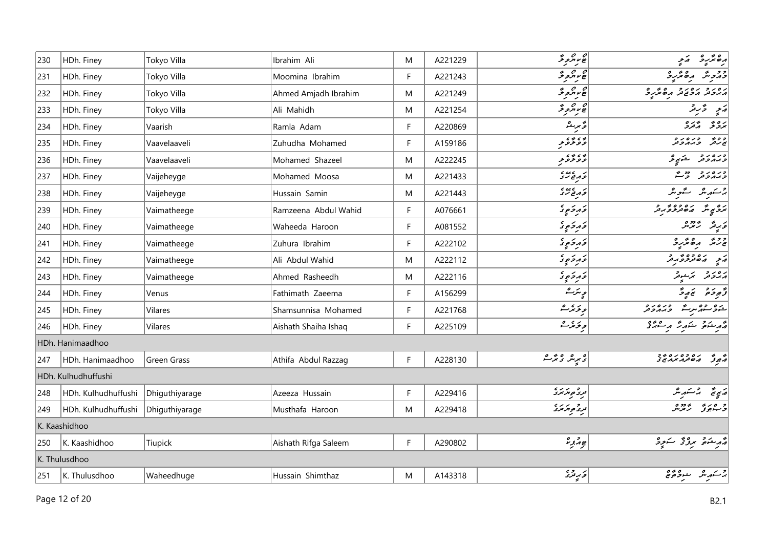| 230 | HDh. Finey | Tokyo Villa | Ibrahim Ali | M | A221229 | ޓޯކިޔޯވިލާ | އިބްރާހީމް އަލީ |
|---|---|---|---|---|---|---|---|
| 231 | HDh. Finey | Tokyo Villa | Moomina Ibrahim | F | A221243 | ޓޯކިޔޯވިލާ | މޫމިނާ އިބްރާހީމް |
| 232 | HDh. Finey | Tokyo Villa | Ahmed Amjadh Ibrahim | M | A221249 | ޓޯކިޔޯވިލާ | އަޙްމަދު އަމްޖަދު އިބްރާހީމް |
| 233 | HDh. Finey | Tokyo Villa | Ali Mahidh | M | A221254 | ޓޯކިޔޯވިލާ | އަލީ މާހިދު |
| 234 | HDh. Finey | Vaarish | Ramla Adam | F | A220869 | ވާރިޝް | ރަމްލާ އާދަމް |
| 235 | HDh. Finey | Vaavelaaveli | Zuhudha Mohamed | F | A159186 | ވާވެލާވެލި | ޒުހުދާ މުޙައްމަދު |
| 236 | HDh. Finey | Vaavelaaveli | Mohamed Shazeel | M | A222245 | ވާވެލާވެލި | މުޙައްމަދު ޝަޒީލް |
| 237 | HDh. Finey | Vaijeheyge | Mohamed Moosa | M | A221433 | ވައިޖެހޭގެ | މުޙައްމަދު މޫސާ |
| 238 | HDh. Finey | Vaijeheyge | Hussain Samin | M | A221443 | ވައިޖެހޭގެ | ހުސައިން ސާމިން |
| 239 | HDh. Finey | Vaimatheege | Ramzeena Abdul Wahid | F | A076661 | ވައިމަތީގެ | ރަމްޒީނާ އަބްދުލްވާހިދު |
| 240 | HDh. Finey | Vaimatheege | Waheeda Haroon | F | A081552 | ވައިމަތީގެ | ވަޙީދާ ހާރޫން |
| 241 | HDh. Finey | Vaimatheege | Zuhura Ibrahim | F | A222102 | ވައިމަތީގެ | ޒުހުރާ އިބްރާހީމް |
| 242 | HDh. Finey | Vaimatheege | Ali Abdul Wahid | M | A222112 | ވައިމަތީގެ | އަލީ އަބްދުލްވާހިދު |
| 243 | HDh. Finey | Vaimatheege | Ahmed Rasheedh | M | A222116 | ވައިމަތީގެ | އަޙްމަދު ރަޝީދު |
| 244 | HDh. Finey | Venus | Fathimath Zaeema | F | A156299 | ވީނަސް | ފާތިމަތު ޒައީމާ |
| 245 | HDh. Finey | Vilares | Shamsunnisa Mohamed | F | A221768 | ވިލަރެސް | ޝަމްސުންނިސާ މުޙައްމަދު |
| 246 | HDh. Finey | Vilares | Aishath Shaiha Ishaq | F | A225109 | ވިލަރެސް | އާއިޝަތު ޝައިހާ އިސްޙާޤު |
| HDh. Hanimaadhoo | | | | | | | |
| 247 | HDh. Hanimaadhoo | Green Grass | Athifa Abdul Razzag | F | A228130 | ގްރީން ގްރާސް | އާތިފާ އަބްދުއްރައްޒާޤު |
| HDh. Kulhudhuffushi | | | | | | | |
| 248 | HDh. Kulhudhuffushi | Dhiguthiyarage | Azeeza Hussain | F | A229416 | ދިގުތިޔަރަގެ | އަޒީޒާ ހުސައިން |
| 249 | HDh. Kulhudhuffushi | Dhiguthiyarage | Musthafa Haroon | M | A229418 | ދިގުތިޔަރަގެ | މުސްތަފާ ހާރޫން |
| K. Kaashidhoo | | | | | | | |
| 250 | K. Kaashidhoo | Tiupick | Aishath Rifga Saleem | F | A290802 | ޓިއުޕިކް | އާއިޝަތު ރިފްގާ ސަލީމް |
| K. Thulusdhoo | | | | | | | |
| 251 | K. Thulusdhoo | Waheedhuge | Hussain Shimthaz | M | A143318 | ވަޙީދުގެ | ހުސައިން ޝިމްތާޒް |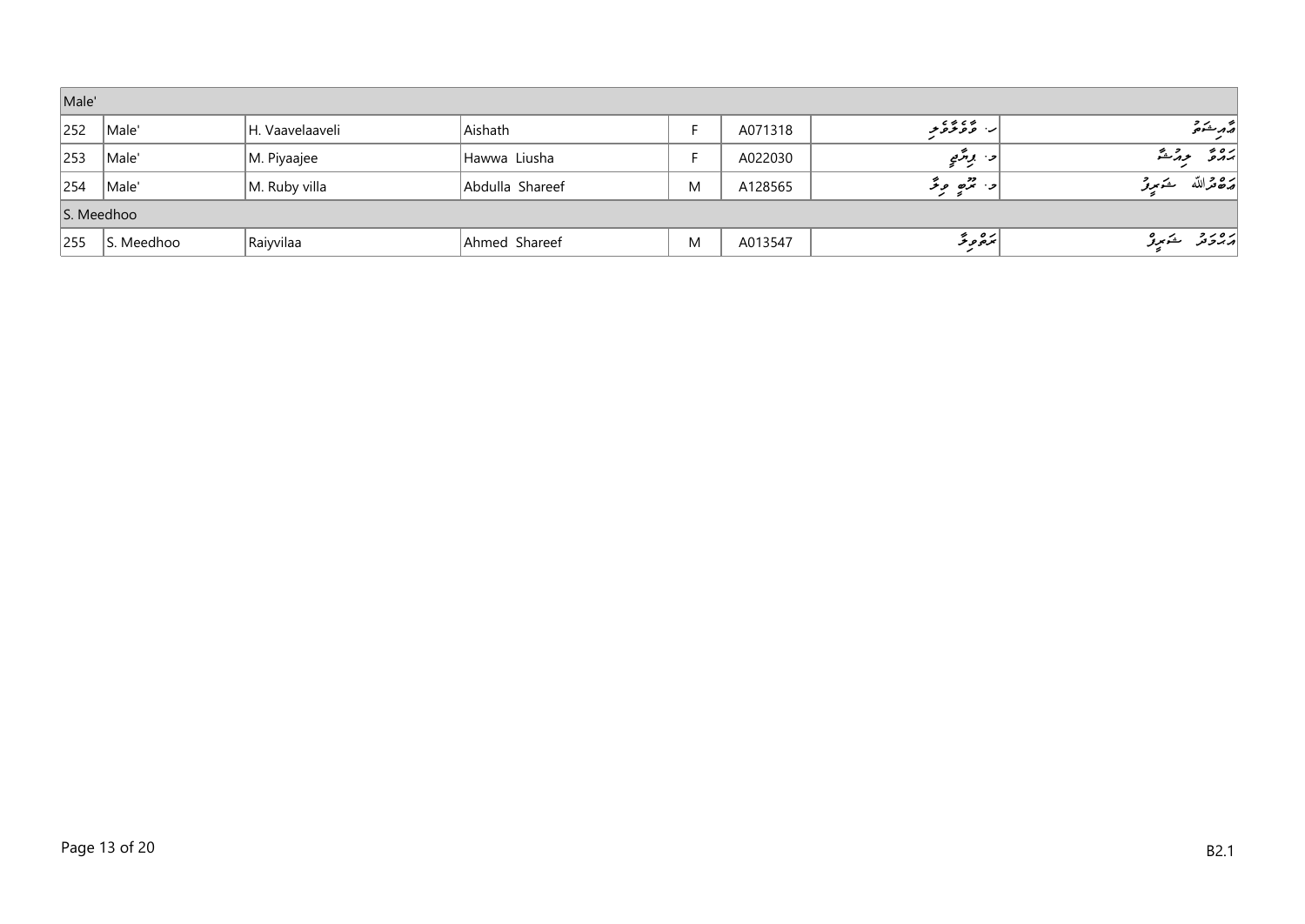| | | | | | | | |
|---|---|---|---|---|---|---|---|
| Male' | | | | | | | |
| 252 | Male' | H. Vaavelaaveli | Aishath | F | A071318 | ހ. ވާވެލާވެލި | އައިޝަތު |
| 253 | Male' | M. Piyaajee | Hawwa Liusha | F | A022030 | މ. ޕިޔާޖީ | ހައްވާ ލިއުޝާ |
| 254 | Male' | M. Ruby villa | Abdulla Shareef | M | A128565 | މ. ރޫބީ ވިލާ | އަބްދުﷲ ޝަރީފު |
| S. Meedhoo | | | | | | | |
| 255 | S. Meedhoo | Raiyvilaa | Ahmed Shareef | M | A013547 | ރައްވިލާ | އަޙްމަދު ޝަރީފު |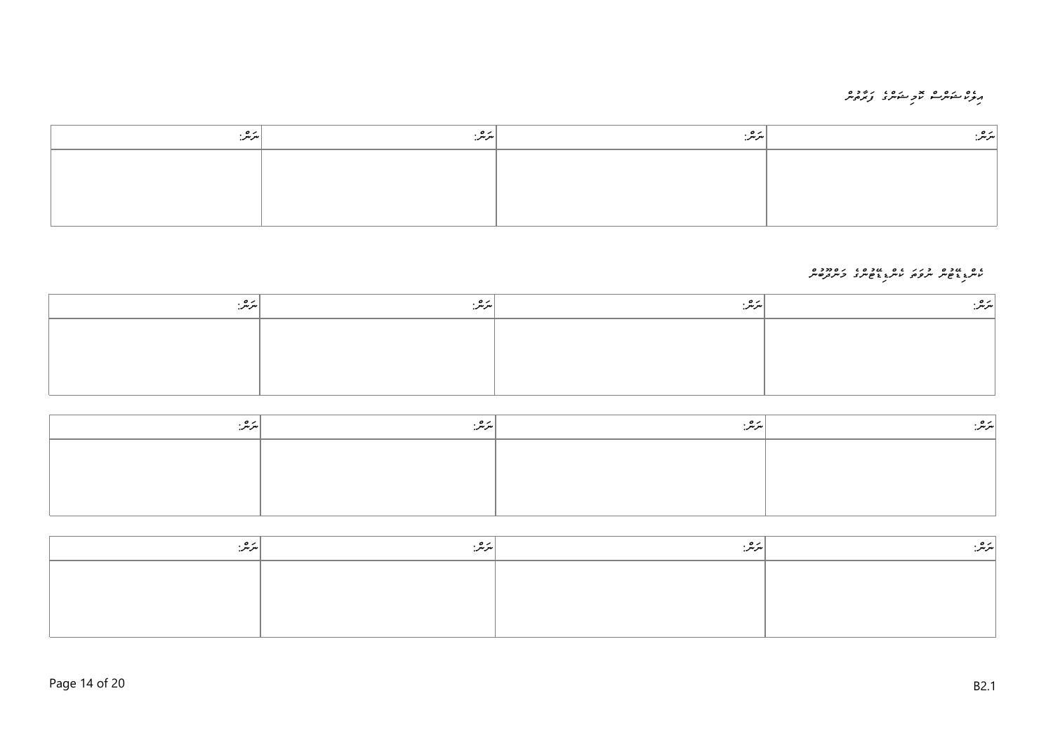# އިލެކްޝަންސް ކޮމިޝަންގެ ފަރާތުން

| ނަންބަރު: | ނަންބަރު: | ނަންބަރު: | ނަންބަރު: |
|---|---|---|---|
| | | | |

# ކައުންސިލް ނުވަތަ ކައުންސިލްތަކުގެ މަސްއޫލުން

| ނަންބަރު: | ނަންބަރު: | ނަންބަރު: | ނަންބަރު: |
|---|---|---|---|
| | | | |

| ނަންބަރު: | ނަންބަރު: | ނަންބަރު: | ނަންބަރު: |
|---|---|---|---|
| | | | |

| ނަންބަރު: | ނަންބަރު: | ނަންބަރު: | ނަންބަރު: |
|---|---|---|---|
| | | | |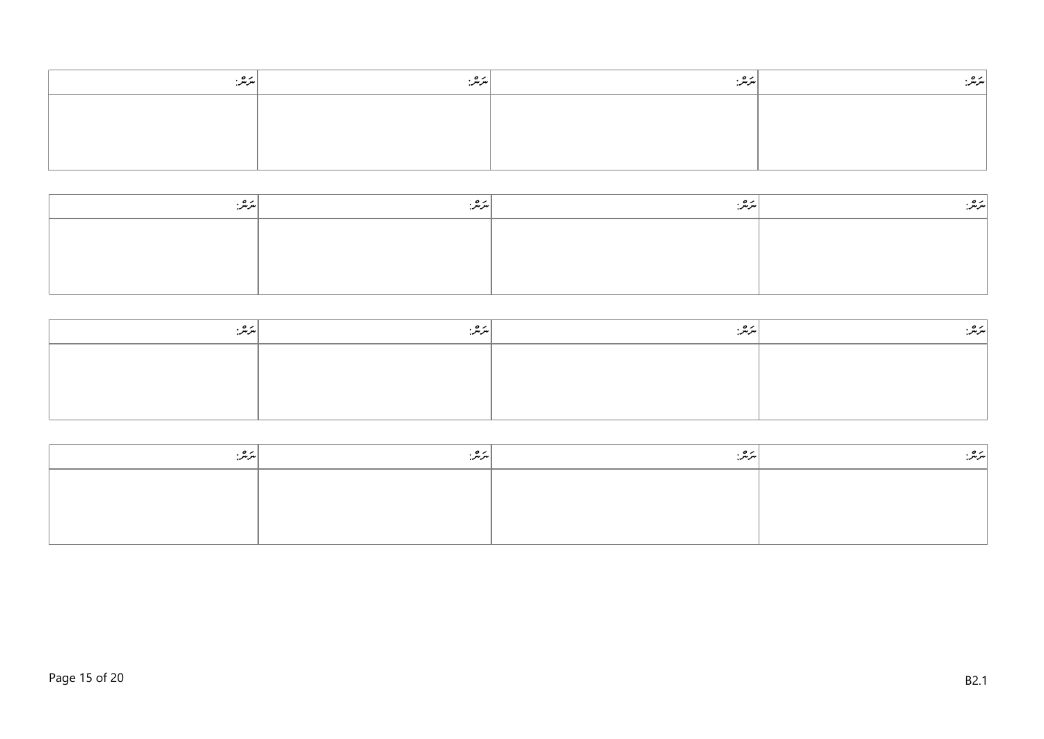| ނަރުދ: | ނަރުދ: | ނަރުދ: | ނަރުދ: |
| --- | --- | --- | --- |
| | | | |

| ނަރުދ: | ނަރުދ: | ނަރުދ: | ނަރުދ: |
| --- | --- | --- | --- |
| | | | |

| ނަރުދ: | ނަރުދ: | ނަރުދ: | ނަރުދ: |
| --- | --- | --- | --- |
| | | | |

| ނަރުދ: | ނަރުދ: | ނަރުދ: | ނަރުދ: |
| --- | --- | --- | --- |
| | | | |

B2.1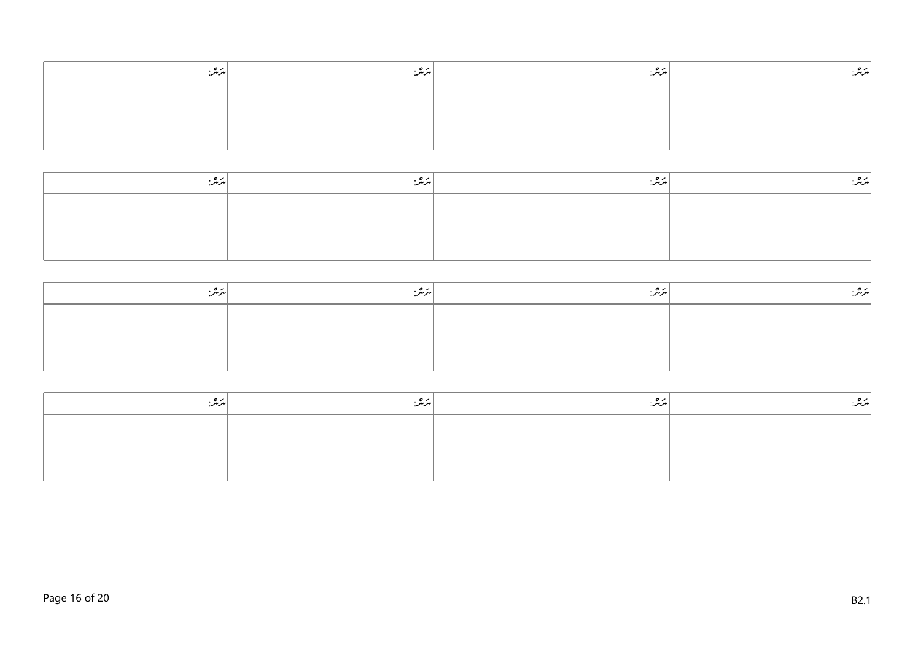| ނަރަދ: | ނަރަދ: | ނަރަދ: | ނަރަދ: |
| --- | --- | --- | --- |
| | | | |

| ނަރަދ: | ނަރަދ: | ނަރަދ: | ނަރަދ: |
| --- | --- | --- | --- |
| | | | |

| ނަރަދ: | ނަރަދ: | ނަރަދ: | ނަރަދ: |
| --- | --- | --- | --- |
| | | | |

| ނަރަދ: | ނަރަދ: | ނަރަދ: | ނަރަދ: |
| --- | --- | --- | --- |
| | | | |

B2.1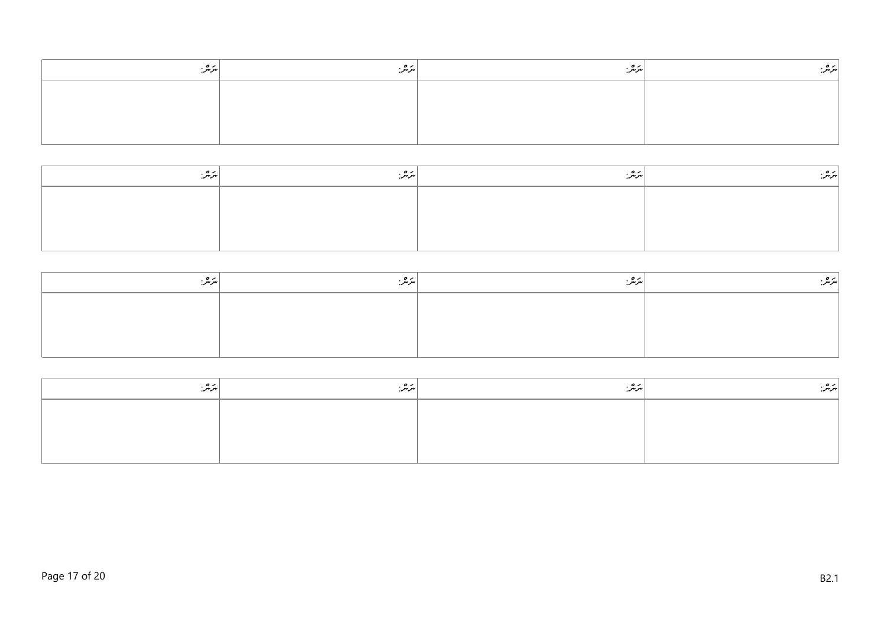| ނަރަނ: | ނަރަނ: | ނަރަނ: | ނަރަނ: |
| --- | --- | --- | --- |
| | | | |

| ނަރަނ: | ނަރަނ: | ނަރަނ: | ނަރަނ: |
| --- | --- | --- | --- |
| | | | |

| ނަރަނ: | ނަރަނ: | ނަރަނ: | ނަރަނ: |
| --- | --- | --- | --- |
| | | | |

| ނަރަނ: | ނަރަނ: | ނަރަނ: | ނަރަނ: |
| --- | --- | --- | --- |
| | | | |

B2.1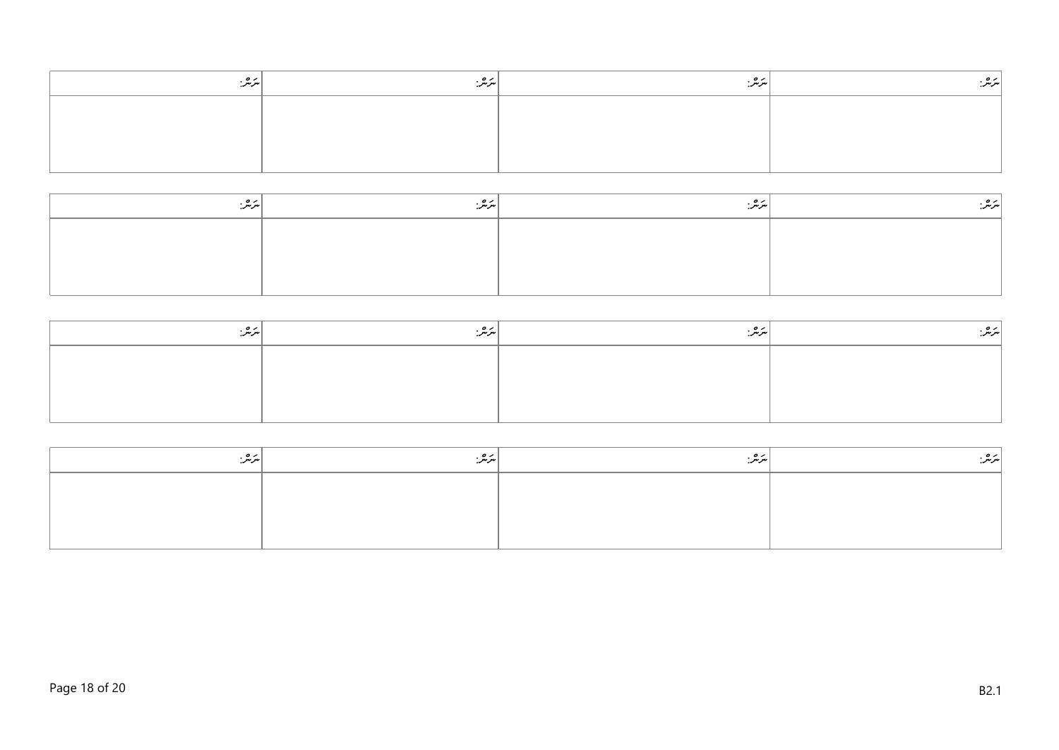| ނަރަނ: | ނަރަނ: | ނަރަނ: | ނަރަނ: |
| --- | --- | --- | --- |
| | | | |

| ނަރަނ: | ނަރަނ: | ނަރަނ: | ނަރަނ: |
| --- | --- | --- | --- |
| | | | |

| ނަރަނ: | ނަރަނ: | ނަރަނ: | ނަރަނ: |
| --- | --- | --- | --- |
| | | | |

| ނަރަނ: | ނަރަނ: | ނަރަނ: | ނަރަނ: |
| --- | --- | --- | --- |
| | | | |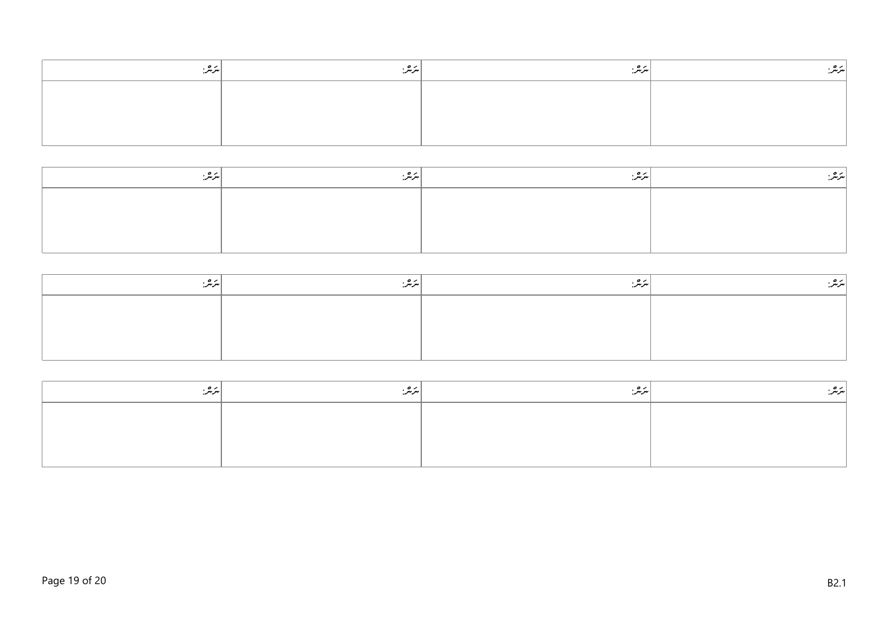| ާރަށް: | ާރަށް: | ާރަށް: | ާރަށް: |
| --- | --- | --- | --- |
| | | | |

| ާރަށް: | ާރަށް: | ާރަށް: | ާރަށް: |
| --- | --- | --- | --- |
| | | | |

| ާރަށް: | ާރަށް: | ާރަށް: | ާރަށް: |
| --- | --- | --- | --- |
| | | | |

| ާރަށް: | ާރަށް: | ާރަށް: | ާރަށް: |
| --- | --- | --- | --- |
| | | | |

B2.1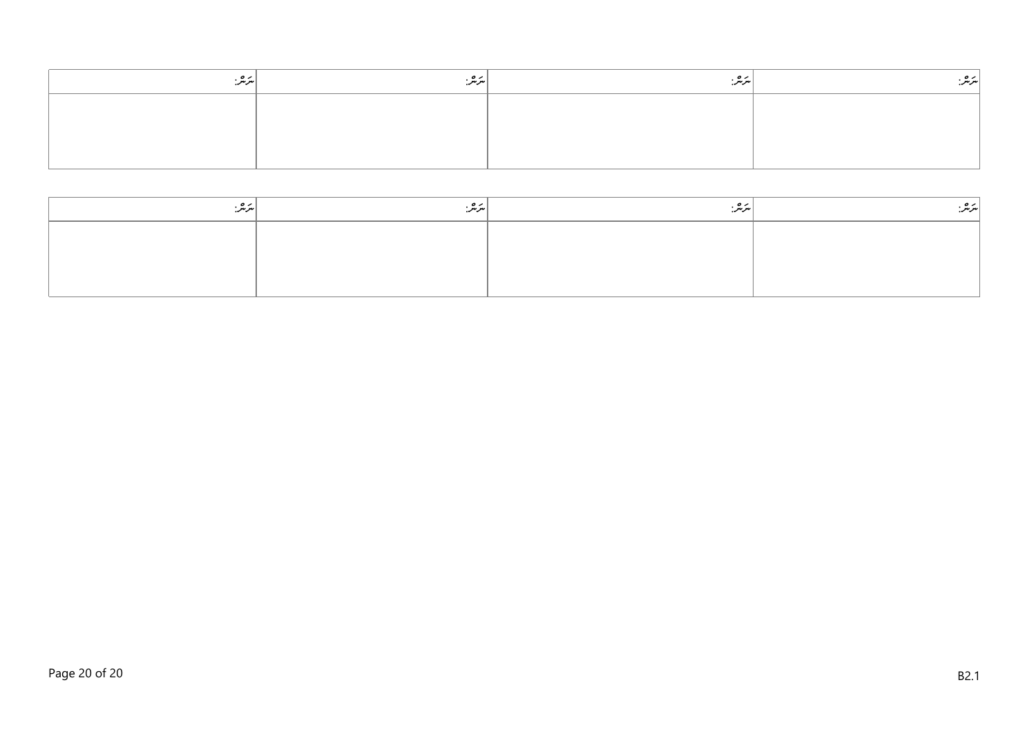| ނަންބަރު: | ނަންބަރު: | ނަންބަރު: | ނަންބަރު: |
|---|---|---|---|
| | | | |

| ނަންބަރު: | ނަންބަރު: | ނަންބަރު: | ނަންބަރު: |
|---|---|---|---|
| | | | |

B2.1